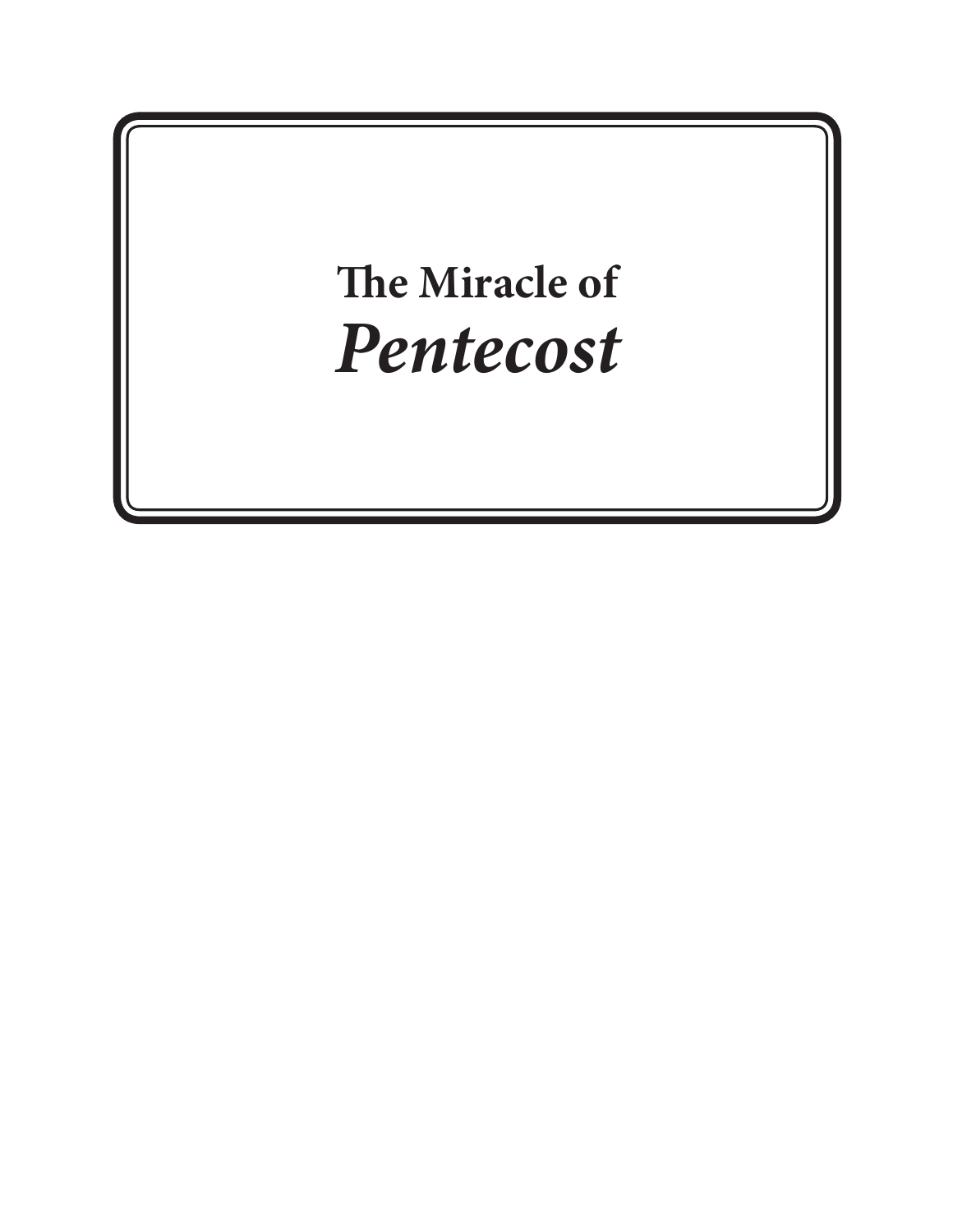# The Miracle of *Pentecost*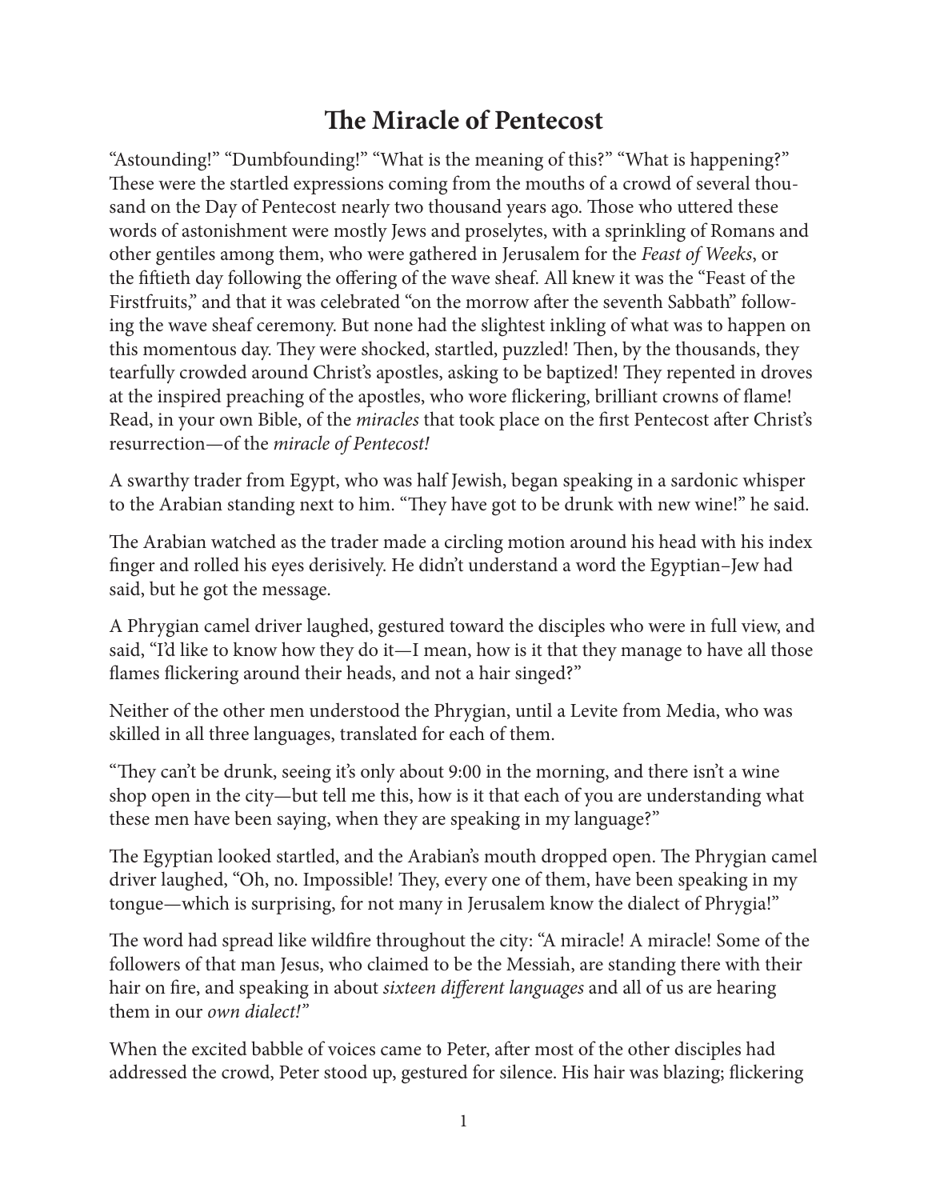# The Miracle of Pentecost

"Astounding!" "Dumbfounding!" "What is the meaning of this?" "What is happening?" These were the startled expressions coming from the mouths of a crowd of several thousand on the Day of Pentecost nearly two thousand years ago. Those who uttered these words of astonishment were mostly Jews and proselytes, with a sprinkling of Romans and other gentiles among them, who were gathered in Jerusalem for the *Feast of Weeks*, or the fiftieth day following the offering of the wave sheaf. All knew it was the "Feast of the Firstfruits," and that it was celebrated "on the morrow after the seventh Sabbath" following the wave sheaf ceremony. But none had the slightest inkling of what was to happen on this momentous day. They were shocked, startled, puzzled! Then, by the thousands, they tearfully crowded around Christ's apostles, asking to be baptized! They repented in droves at the inspired preaching of the apostles, who wore flickering, brilliant crowns of flame! Read, in your own Bible, of the *miracles* that took place on the first Pentecost after Christ's resurrection—of the *miracle of Pentecost!*

A swarthy trader from Egypt, who was half Jewish, began speaking in a sardonic whisper to the Arabian standing next to him. "They have got to be drunk with new wine!" he said.

The Arabian watched as the trader made a circling motion around his head with his index finger and rolled his eyes derisively. He didn't understand a word the Egyptian–Jew had said, but he got the message.

A Phrygian camel driver laughed, gestured toward the disciples who were in full view, and said, "I'd like to know how they do it—I mean, how is it that they manage to have all those flames flickering around their heads, and not a hair singed?"

Neither of the other men understood the Phrygian, until a Levite from Media, who was skilled in all three languages, translated for each of them.

"They can't be drunk, seeing it's only about 9:00 in the morning, and there isn't a wine shop open in the city—but tell me this, how is it that each of you are understanding what these men have been saying, when they are speaking in my language?"

The Egyptian looked startled, and the Arabian's mouth dropped open. The Phrygian camel driver laughed, "Oh, no. Impossible! They, every one of them, have been speaking in my tongue—which is surprising, for not many in Jerusalem know the dialect of Phrygia!"

The word had spread like wildfire throughout the city: "A miracle! A miracle! Some of the followers of that man Jesus, who claimed to be the Messiah, are standing there with their hair on fire, and speaking in about *sixteen different languages* and all of us are hearing them in our *own dialect!*"

When the excited babble of voices came to Peter, after most of the other disciples had addressed the crowd, Peter stood up, gestured for silence. His hair was blazing; flickering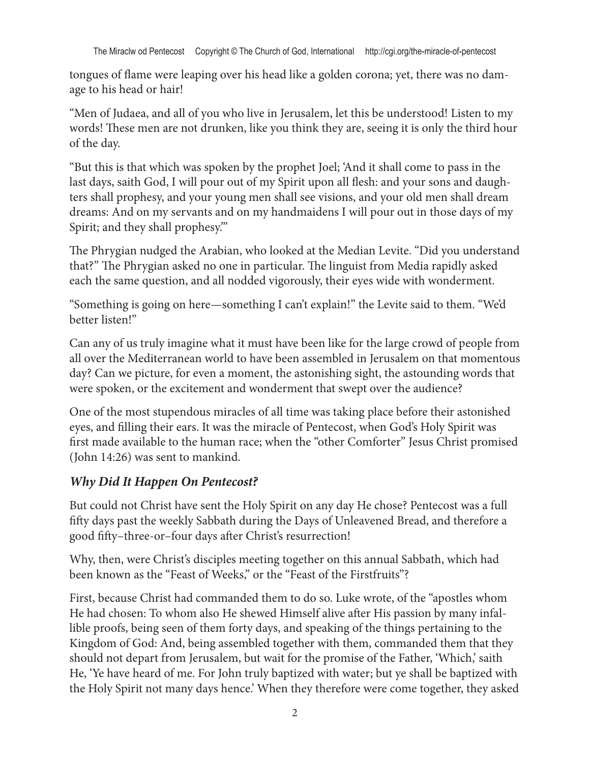tongues of flame were leaping over his head like a golden corona; yet, there was no damage to his head or hair!

"Men of Judaea, and all of you who live in Jerusalem, let this be understood! Listen to my words! These men are not drunken, like you think they are, seeing it is only the third hour of the day.

"But this is that which was spoken by the prophet Joel; 'And it shall come to pass in the last days, saith God, I will pour out of my Spirit upon all flesh: and your sons and daughters shall prophesy, and your young men shall see visions, and your old men shall dream dreams: And on my servants and on my handmaidens I will pour out in those days of my Spirit; and they shall prophesy.'"

The Phrygian nudged the Arabian, who looked at the Median Levite. "Did you understand that?" The Phrygian asked no one in particular. The linguist from Media rapidly asked each the same question, and all nodded vigorously, their eyes wide with wonderment.

"Something is going on here—something I can't explain!" the Levite said to them. "We'd better listen!"

Can any of us truly imagine what it must have been like for the large crowd of people from all over the Mediterranean world to have been assembled in Jerusalem on that momentous day? Can we picture, for even a moment, the astonishing sight, the astounding words that were spoken, or the excitement and wonderment that swept over the audience?

One of the most stupendous miracles of all time was taking place before their astonished eyes, and filling their ears. It was the miracle of Pentecost, when God's Holy Spirit was first made available to the human race; when the "other Comforter" Jesus Christ promised (John 14:26) was sent to mankind.

### *Why Did It Happen On Pentecost?*

But could not Christ have sent the Holy Spirit on any day He chose? Pentecost was a full fifty days past the weekly Sabbath during the Days of Unleavened Bread, and therefore a good fifty–three-or–four days after Christ's resurrection!

Why, then, were Christ's disciples meeting together on this annual Sabbath, which had been known as the "Feast of Weeks," or the "Feast of the Firstfruits"?

First, because Christ had commanded them to do so. Luke wrote, of the "apostles whom He had chosen: To whom also He shewed Himself alive after His passion by many infallible proofs, being seen of them forty days, and speaking of the things pertaining to the Kingdom of God: And, being assembled together with them, commanded them that they should not depart from Jerusalem, but wait for the promise of the Father, 'Which,' saith He, 'Ye have heard of me. For John truly baptized with water; but ye shall be baptized with the Holy Spirit not many days hence.' When they therefore were come together, they asked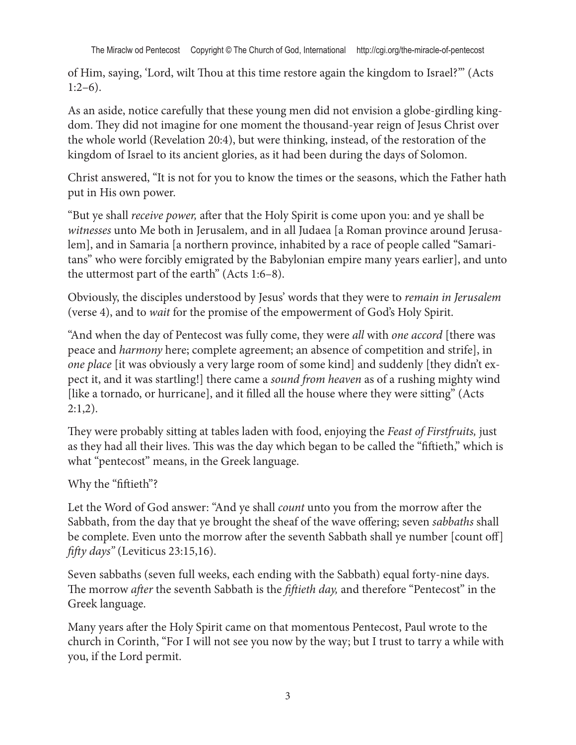of Him, saying, 'Lord, wilt Thou at this time restore again the kingdom to Israel?'" (Acts 1:2–6).

As an aside, notice carefully that these young men did not envision a globe-girdling kingdom. They did not imagine for one moment the thousand-year reign of Jesus Christ over the whole world (Revelation 20:4), but were thinking, instead, of the restoration of the kingdom of Israel to its ancient glories, as it had been during the days of Solomon.

Christ answered, "It is not for you to know the times or the seasons, which the Father hath put in His own power.

"But ye shall *receive power,* after that the Holy Spirit is come upon you: and ye shall be *witnesses* unto Me both in Jerusalem, and in all Judaea [a Roman province around Jerusalem], and in Samaria [a northern province, inhabited by a race of people called "Samaritans" who were forcibly emigrated by the Babylonian empire many years earlier], and unto the uttermost part of the earth" (Acts 1:6–8).

Obviously, the disciples understood by Jesus' words that they were to *remain in Jerusalem* (verse 4), and to *wait* for the promise of the empowerment of God's Holy Spirit.

"And when the day of Pentecost was fully come, they were *all* with *one accord* [there was peace and *harmony* here; complete agreement; an absence of competition and strife], in *one place* [it was obviously a very large room of some kind] and suddenly [they didn't expect it, and it was startling!] there came a *sound from heaven* as of a rushing mighty wind [like a tornado, or hurricane], and it filled all the house where they were sitting" (Acts 2:1,2).

They were probably sitting at tables laden with food, enjoying the *Feast of Firstfruits,* just as they had all their lives. This was the day which began to be called the "fiftieth," which is what "pentecost" means, in the Greek language.

Why the "fiftieth"?

Let the Word of God answer: "And ye shall *count* unto you from the morrow after the Sabbath, from the day that ye brought the sheaf of the wave offering; seven *sabbaths* shall be complete. Even unto the morrow after the seventh Sabbath shall ye number [count off] *fifty days*" (Leviticus 23:15,16).

Seven sabbaths (seven full weeks, each ending with the Sabbath) equal forty-nine days. The morrow *after* the seventh Sabbath is the *fiftieth day,* and therefore "Pentecost" in the Greek language.

Many years after the Holy Spirit came on that momentous Pentecost, Paul wrote to the church in Corinth, "For I will not see you now by the way; but I trust to tarry a while with you, if the Lord permit.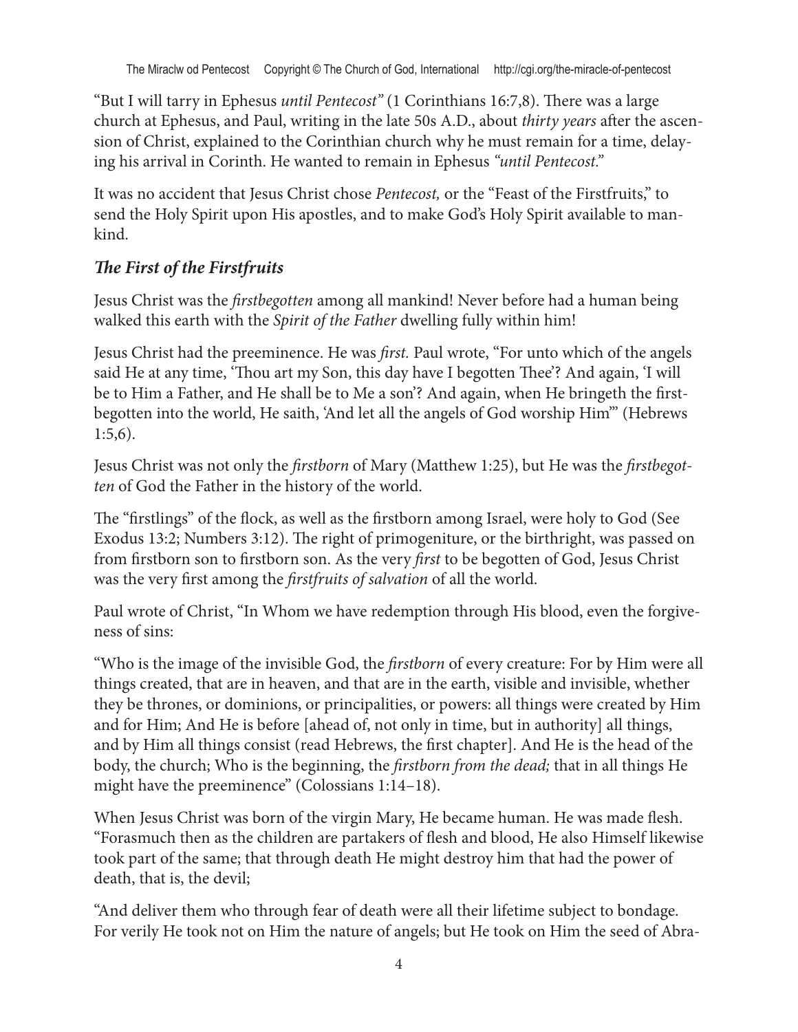"But I will tarry in Ephesus *until Pentecost"* (1 Corinthians 16:7,8). There was a large church at Ephesus, and Paul, writing in the late 50s A.D., about *thirty years* after the ascension of Christ, explained to the Corinthian church why he must remain for a time, delaying his arrival in Corinth. He wanted to remain in Ephesus *"until Pentecost."*

It was no accident that Jesus Christ chose *Pentecost,* or the "Feast of the Firstfruits," to send the Holy Spirit upon His apostles, and to make God's Holy Spirit available to mankind.

### *The First of the Firstfruits*

Jesus Christ was the *firstbegotten* among all mankind! Never before had a human being walked this earth with the *Spirit of the Father* dwelling fully within him!

Jesus Christ had the preeminence. He was *first.* Paul wrote, "For unto which of the angels said He at any time, 'Thou art my Son, this day have I begotten Thee'? And again, 'I will be to Him a Father, and He shall be to Me a son'? And again, when He bringeth the firstbegotten into the world, He saith, 'And let all the angels of God worship Him'" (Hebrews 1:5,6).

Jesus Christ was not only the *firstborn* of Mary (Matthew 1:25), but He was the *firstbegotten* of God the Father in the history of the world.

The "firstlings" of the flock, as well as the firstborn among Israel, were holy to God (See Exodus 13:2; Numbers 3:12). The right of primogeniture, or the birthright, was passed on from firstborn son to firstborn son. As the very *first* to be begotten of God, Jesus Christ was the very first among the *firstfruits of salvation* of all the world.

Paul wrote of Christ, "In Whom we have redemption through His blood, even the forgiveness of sins:

"Who is the image of the invisible God, the *firstborn* of every creature: For by Him were all things created, that are in heaven, and that are in the earth, visible and invisible, whether they be thrones, or dominions, or principalities, or powers: all things were created by Him and for Him; And He is before [ahead of, not only in time, but in authority] all things, and by Him all things consist (read Hebrews, the first chapter]. And He is the head of the body, the church; Who is the beginning, the *firstborn from the dead;* that in all things He might have the preeminence" (Colossians 1:14–18).

When Jesus Christ was born of the virgin Mary, He became human. He was made flesh. "Forasmuch then as the children are partakers of flesh and blood, He also Himself likewise took part of the same; that through death He might destroy him that had the power of death, that is, the devil;

"And deliver them who through fear of death were all their lifetime subject to bondage. For verily He took not on Him the nature of angels; but He took on Him the seed of Abra-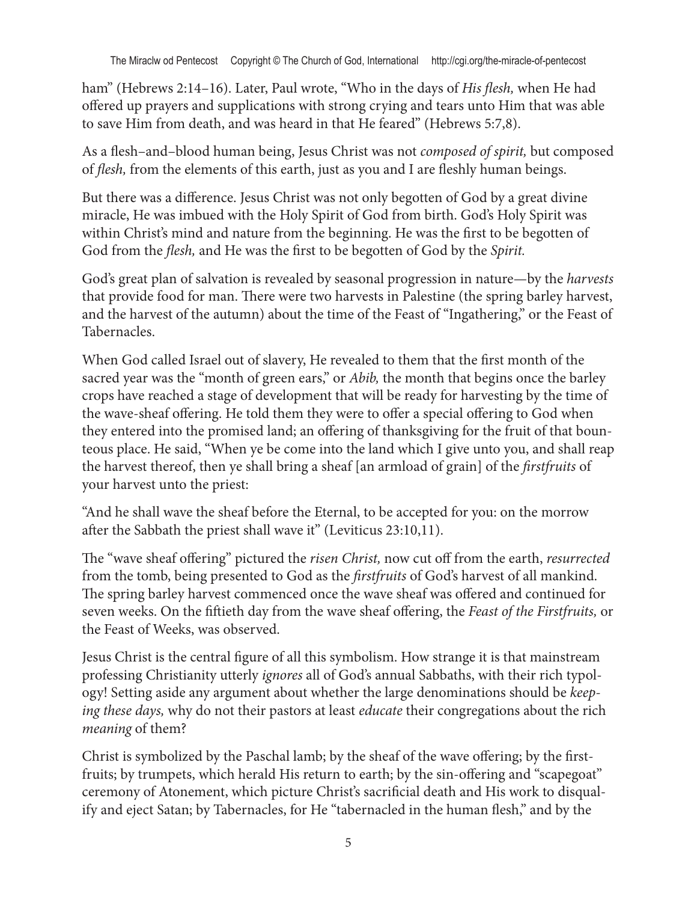ham" (Hebrews 2:14–16). Later, Paul wrote, "Who in the days of *His flesh,* when He had offered up prayers and supplications with strong crying and tears unto Him that was able to save Him from death, and was heard in that He feared" (Hebrews 5:7,8).

As a flesh–and–blood human being, Jesus Christ was not *composed of spirit,* but composed of *flesh,* from the elements of this earth, just as you and I are fleshly human beings.

But there was a difference. Jesus Christ was not only begotten of God by a great divine miracle, He was imbued with the Holy Spirit of God from birth. God's Holy Spirit was within Christ's mind and nature from the beginning. He was the first to be begotten of God from the *flesh,* and He was the first to be begotten of God by the *Spirit.*

God's great plan of salvation is revealed by seasonal progression in nature—by the *harvests* that provide food for man. There were two harvests in Palestine (the spring barley harvest, and the harvest of the autumn) about the time of the Feast of "Ingathering," or the Feast of Tabernacles.

When God called Israel out of slavery, He revealed to them that the first month of the sacred year was the "month of green ears," or *Abib,* the month that begins once the barley crops have reached a stage of development that will be ready for harvesting by the time of the wave-sheaf offering. He told them they were to offer a special offering to God when they entered into the promised land; an offering of thanksgiving for the fruit of that bounteous place. He said, "When ye be come into the land which I give unto you, and shall reap the harvest thereof, then ye shall bring a sheaf [an armload of grain] of the *firstfruits* of your harvest unto the priest:

"And he shall wave the sheaf before the Eternal, to be accepted for you: on the morrow after the Sabbath the priest shall wave it" (Leviticus 23:10,11).

The "wave sheaf offering" pictured the *risen Christ,* now cut off from the earth, *resurrected* from the tomb, being presented to God as the *firstfruits* of God's harvest of all mankind. The spring barley harvest commenced once the wave sheaf was offered and continued for seven weeks. On the fiftieth day from the wave sheaf offering, the *Feast of the Firstfruits,* or the Feast of Weeks, was observed.

Jesus Christ is the central figure of all this symbolism. How strange it is that mainstream professing Christianity utterly *ignores* all of God's annual Sabbaths, with their rich typology! Setting aside any argument about whether the large denominations should be *keeping these days,* why do not their pastors at least *educate* their congregations about the rich *meaning* of them?

Christ is symbolized by the Paschal lamb; by the sheaf of the wave offering; by the firstfruits; by trumpets, which herald His return to earth; by the sin-offering and "scapegoat" ceremony of Atonement, which picture Christ's sacrificial death and His work to disqualify and eject Satan; by Tabernacles, for He "tabernacled in the human flesh," and by the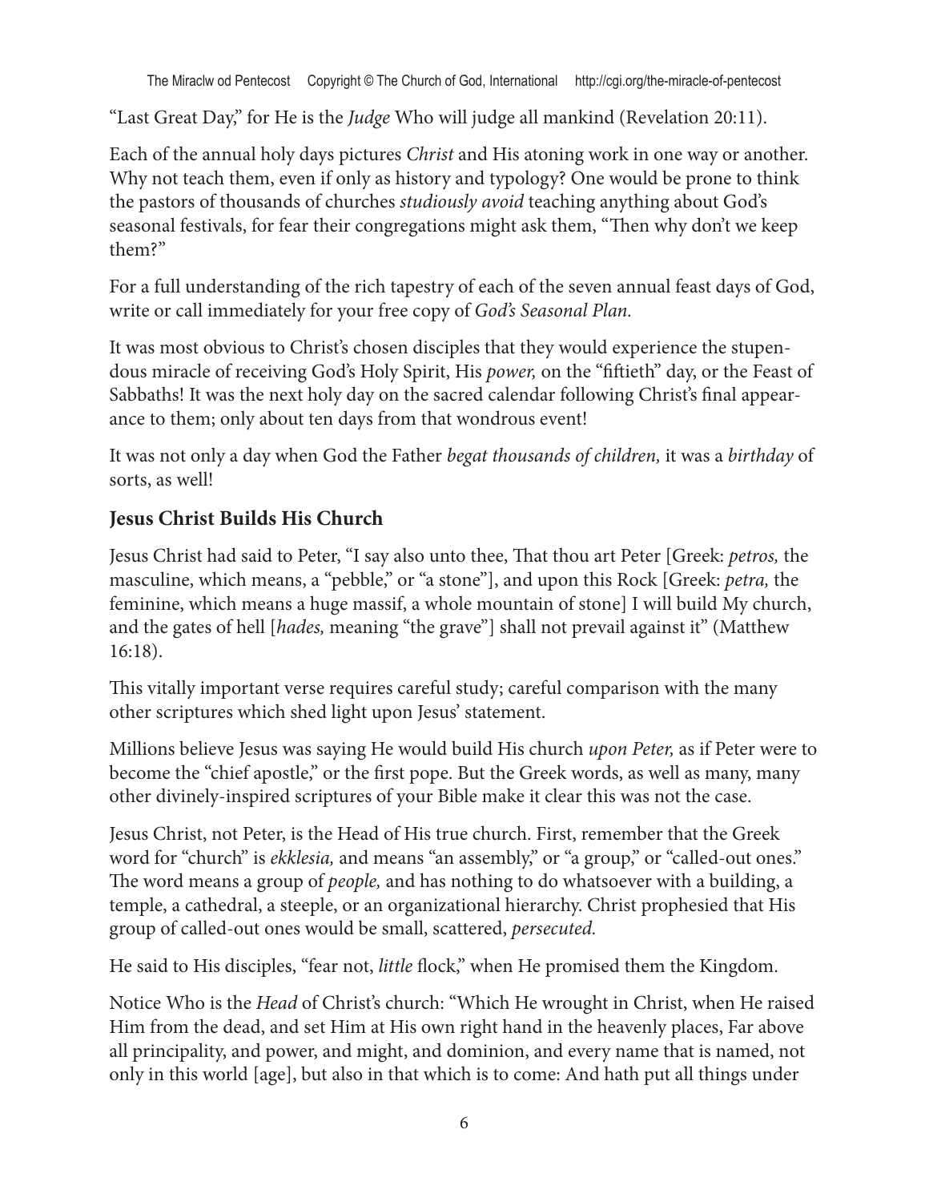"Last Great Day," for He is the *Judge* Who will judge all mankind (Revelation 20:11).

Each of the annual holy days pictures *Christ* and His atoning work in one way or another. Why not teach them, even if only as history and typology? One would be prone to think the pastors of thousands of churches *studiously avoid* teaching anything about God's seasonal festivals, for fear their congregations might ask them, "Then why don't we keep them?"

For a full understanding of the rich tapestry of each of the seven annual feast days of God, write or call immediately for your free copy of *God's Seasonal Plan.*

It was most obvious to Christ's chosen disciples that they would experience the stupendous miracle of receiving God's Holy Spirit, His *power,* on the "fiftieth" day, or the Feast of Sabbaths! It was the next holy day on the sacred calendar following Christ's final appearance to them; only about ten days from that wondrous event!

It was not only a day when God the Father *begat thousands of children,* it was a *birthday* of sorts, as well!

## Jesus Christ Builds His Church

Jesus Christ had said to Peter, "I say also unto thee, That thou art Peter [Greek: *petros,* the masculine, which means, a "pebble," or "a stone"], and upon this Rock [Greek: *petra,* the feminine, which means a huge massif, a whole mountain of stone] I will build My church, and the gates of hell [*hades,* meaning "the grave"] shall not prevail against it" (Matthew 16:18).

This vitally important verse requires careful study; careful comparison with the many other scriptures which shed light upon Jesus' statement.

Millions believe Jesus was saying He would build His church *upon Peter,* as if Peter were to become the "chief apostle," or the first pope. But the Greek words, as well as many, many other divinely-inspired scriptures of your Bible make it clear this was not the case.

Jesus Christ, not Peter, is the Head of His true church. First, remember that the Greek word for "church" is *ekklesia,* and means "an assembly," or "a group," or "called-out ones." The word means a group of *people,* and has nothing to do whatsoever with a building, a temple, a cathedral, a steeple, or an organizational hierarchy. Christ prophesied that His group of called-out ones would be small, scattered, *persecuted.*

He said to His disciples, "fear not, *little* flock," when He promised them the Kingdom.

Notice Who is the *Head* of Christ's church: "Which He wrought in Christ, when He raised Him from the dead, and set Him at His own right hand in the heavenly places, Far above all principality, and power, and might, and dominion, and every name that is named, not only in this world [age], but also in that which is to come: And hath put all things under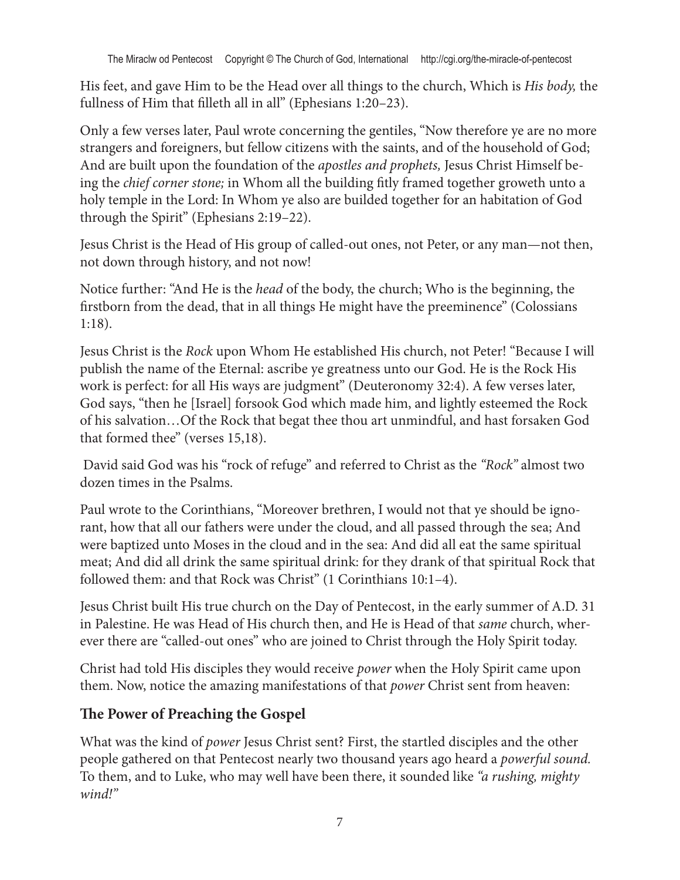His feet, and gave Him to be the Head over all things to the church, Which is *His body,* the fullness of Him that filleth all in all" (Ephesians 1:20–23).

Only a few verses later, Paul wrote concerning the gentiles, "Now therefore ye are no more strangers and foreigners, but fellow citizens with the saints, and of the household of God; And are built upon the foundation of the *apostles and prophets,* Jesus Christ Himself being the *chief corner stone;* in Whom all the building fitly framed together groweth unto a holy temple in the Lord: In Whom ye also are builded together for an habitation of God through the Spirit" (Ephesians 2:19–22).

Jesus Christ is the Head of His group of called-out ones, not Peter, or any man—not then, not down through history, and not now!

Notice further: "And He is the *head* of the body, the church; Who is the beginning, the firstborn from the dead, that in all things He might have the preeminence" (Colossians 1:18).

Jesus Christ is the *Rock* upon Whom He established His church, not Peter! "Because I will publish the name of the Eternal: ascribe ye greatness unto our God. He is the Rock His work is perfect: for all His ways are judgment" (Deuteronomy 32:4). A few verses later, God says, "then he [Israel] forsook God which made him, and lightly esteemed the Rock of his salvation…Of the Rock that begat thee thou art unmindful, and hast forsaken God that formed thee" (verses 15,18).

David said God was his "rock of refuge" and referred to Christ as the *"Rock"* almost two dozen times in the Psalms.

Paul wrote to the Corinthians, "Moreover brethren, I would not that ye should be ignorant, how that all our fathers were under the cloud, and all passed through the sea; And were baptized unto Moses in the cloud and in the sea: And did all eat the same spiritual meat; And did all drink the same spiritual drink: for they drank of that spiritual Rock that followed them: and that Rock was Christ" (1 Corinthians 10:1–4).

Jesus Christ built His true church on the Day of Pentecost, in the early summer of A.D. 31 in Palestine. He was Head of His church then, and He is Head of that *same* church, wherever there are "called-out ones" who are joined to Christ through the Holy Spirit today.

Christ had told His disciples they would receive *power* when the Holy Spirit came upon them. Now, notice the amazing manifestations of that *power* Christ sent from heaven:

## The Power of Preaching the Gospel

What was the kind of *power* Jesus Christ sent? First, the startled disciples and the other people gathered on that Pentecost nearly two thousand years ago heard a *powerful sound.* To them, and to Luke, who may well have been there, it sounded like *"a rushing, mighty wind!"*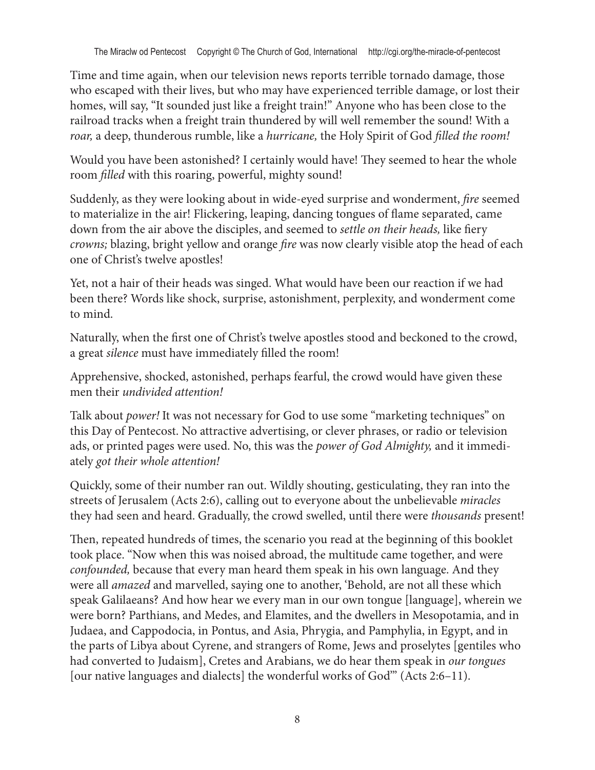Time and time again, when our television news reports terrible tornado damage, those who escaped with their lives, but who may have experienced terrible damage, or lost their homes, will say, "It sounded just like a freight train!" Anyone who has been close to the railroad tracks when a freight train thundered by will well remember the sound! With a *roar,* a deep, thunderous rumble, like a *hurricane,* the Holy Spirit of God *filled the room!*

Would you have been astonished? I certainly would have! They seemed to hear the whole room *filled* with this roaring, powerful, mighty sound!

Suddenly, as they were looking about in wide-eyed surprise and wonderment, *fire* seemed to materialize in the air! Flickering, leaping, dancing tongues of flame separated, came down from the air above the disciples, and seemed to *settle on their heads,* like fiery *crowns;* blazing, bright yellow and orange *fire* was now clearly visible atop the head of each one of Christ's twelve apostles!

Yet, not a hair of their heads was singed. What would have been our reaction if we had been there? Words like shock, surprise, astonishment, perplexity, and wonderment come to mind.

Naturally, when the first one of Christ's twelve apostles stood and beckoned to the crowd, a great *silence* must have immediately filled the room!

Apprehensive, shocked, astonished, perhaps fearful, the crowd would have given these men their *undivided attention!*

Talk about *power!* It was not necessary for God to use some "marketing techniques" on this Day of Pentecost. No attractive advertising, or clever phrases, or radio or television ads, or printed pages were used. No, this was the *power of God Almighty,* and it immediately *got their whole attention!*

Quickly, some of their number ran out. Wildly shouting, gesticulating, they ran into the streets of Jerusalem (Acts 2:6), calling out to everyone about the unbelievable *miracles* they had seen and heard. Gradually, the crowd swelled, until there were *thousands* present!

Then, repeated hundreds of times, the scenario you read at the beginning of this booklet took place. "Now when this was noised abroad, the multitude came together, and were *confounded,* because that every man heard them speak in his own language. And they were all *amazed* and marvelled, saying one to another, 'Behold, are not all these which speak Galilaeans? And how hear we every man in our own tongue [language], wherein we were born? Parthians, and Medes, and Elamites, and the dwellers in Mesopotamia, and in Judaea, and Cappodocia, in Pontus, and Asia, Phrygia, and Pamphylia, in Egypt, and in the parts of Libya about Cyrene, and strangers of Rome, Jews and proselytes [gentiles who had converted to Judaism], Cretes and Arabians, we do hear them speak in *our tongues* [our native languages and dialects] the wonderful works of God'" (Acts 2:6–11).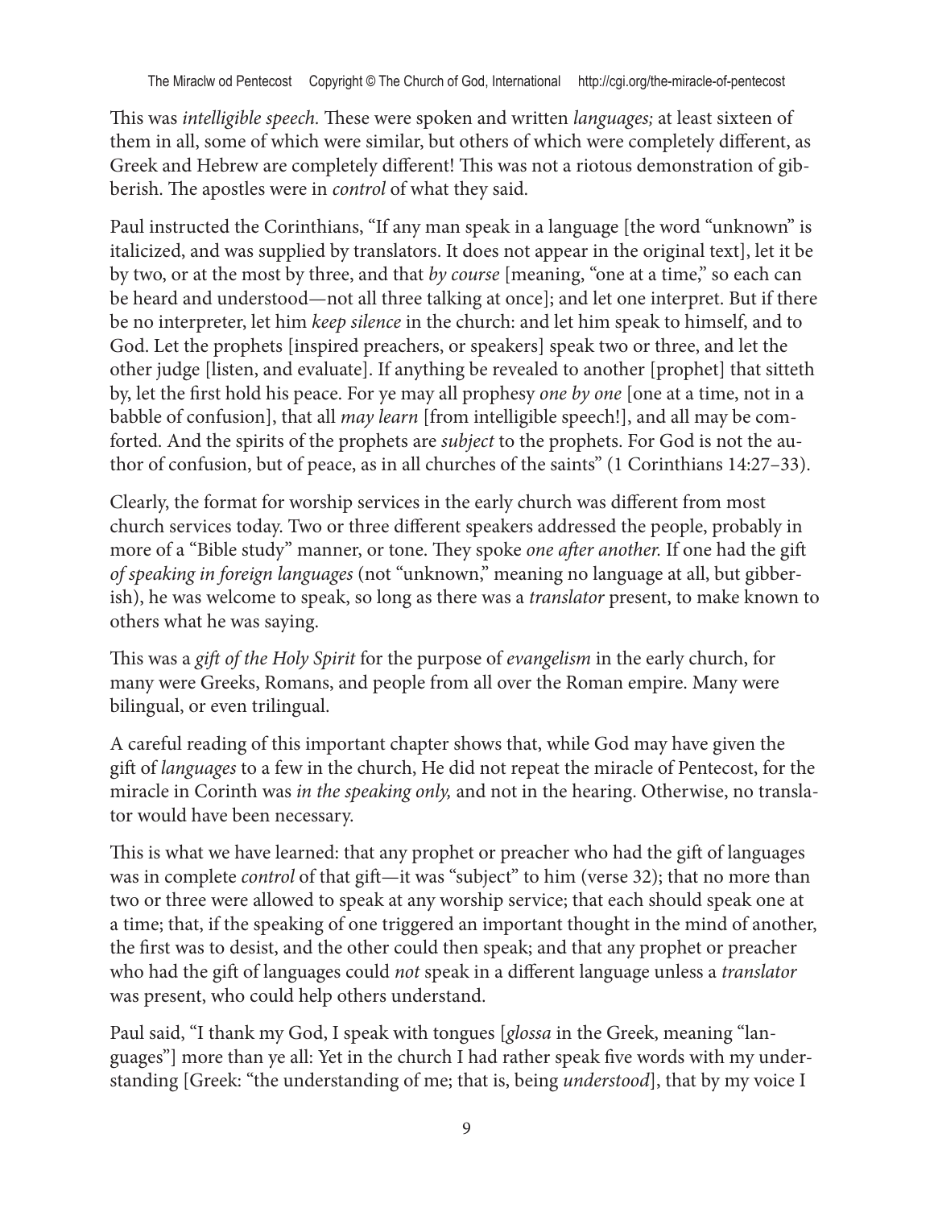This was *intelligible speech*. These were spoken and written *languages;* at least sixteen of them in all, some of which were similar, but others of which were completely different, as Greek and Hebrew are completely different! This was not a riotous demonstration of gibberish. The apostles were in *control* of what they said.

Paul instructed the Corinthians, "If any man speak in a language [the word "unknown" is italicized, and was supplied by translators. It does not appear in the original text], let it be by two, or at the most by three, and that *by course* [meaning, "one at a time," so each can be heard and understood—not all three talking at once]; and let one interpret. But if there be no interpreter, let him *keep silence* in the church: and let him speak to himself, and to God. Let the prophets [inspired preachers, or speakers] speak two or three, and let the other judge [listen, and evaluate]. If anything be revealed to another [prophet] that sitteth by, let the first hold his peace. For ye may all prophesy *one by one* [one at a time, not in a babble of confusion], that all *may learn* [from intelligible speech!], and all may be comforted. And the spirits of the prophets are *subject* to the prophets. For God is not the author of confusion, but of peace, as in all churches of the saints" (1 Corinthians 14:27–33).

Clearly, the format for worship services in the early church was different from most church services today. Two or three different speakers addressed the people, probably in more of a "Bible study" manner, or tone. They spoke *one after another.* If one had the gift *of speaking in foreign languages* (not "unknown," meaning no language at all, but gibberish), he was welcome to speak, so long as there was a *translator* present, to make known to others what he was saying.

This was a *gift of the Holy Spirit* for the purpose of *evangelism* in the early church, for many were Greeks, Romans, and people from all over the Roman empire. Many were bilingual, or even trilingual.

A careful reading of this important chapter shows that, while God may have given the gift of *languages* to a few in the church, He did not repeat the miracle of Pentecost, for the miracle in Corinth was *in the speaking only,* and not in the hearing. Otherwise, no translator would have been necessary.

This is what we have learned: that any prophet or preacher who had the gift of languages was in complete *control* of that gift—it was "subject" to him (verse 32); that no more than two or three were allowed to speak at any worship service; that each should speak one at a time; that, if the speaking of one triggered an important thought in the mind of another, the first was to desist, and the other could then speak; and that any prophet or preacher who had the gift of languages could *not* speak in a different language unless a *translator* was present, who could help others understand.

Paul said, "I thank my God, I speak with tongues [*glossa* in the Greek, meaning "languages"] more than ye all: Yet in the church I had rather speak five words with my understanding [Greek: "the understanding of me; that is, being *understood*], that by my voice I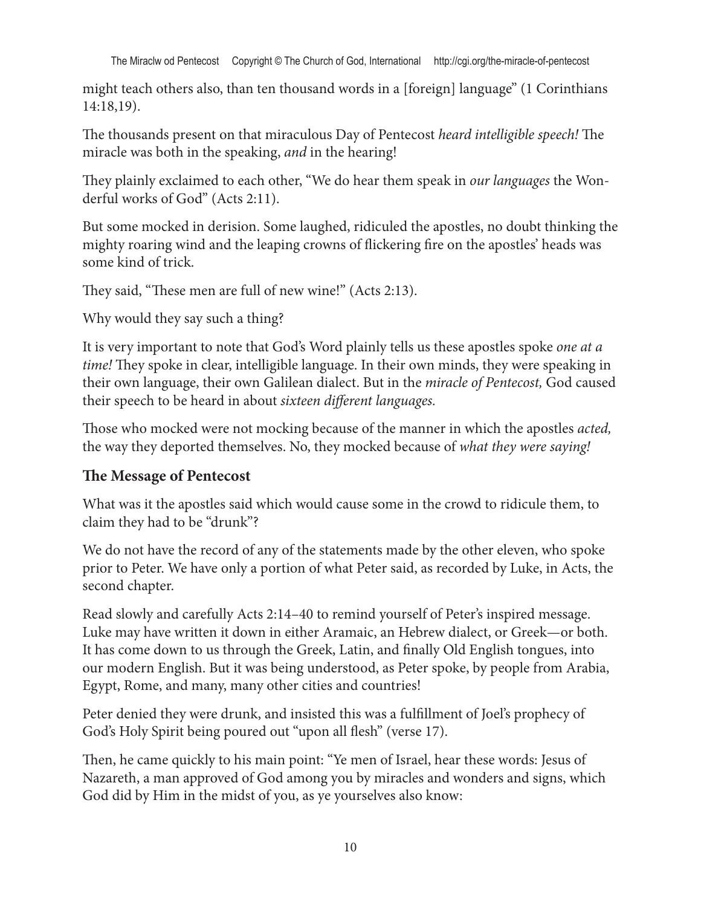might teach others also, than ten thousand words in a [foreign] language" (1 Corinthians 14:18,19).

The thousands present on that miraculous Day of Pentecost *heard intelligible speech!* The miracle was both in the speaking, *and* in the hearing!

They plainly exclaimed to each other, "We do hear them speak in *our languages* the Wonderful works of God" (Acts 2:11).

But some mocked in derision. Some laughed, ridiculed the apostles, no doubt thinking the mighty roaring wind and the leaping crowns of flickering fire on the apostles' heads was some kind of trick.

They said, "These men are full of new wine!" (Acts 2:13).

Why would they say such a thing?

It is very important to note that God's Word plainly tells us these apostles spoke *one at a time!* They spoke in clear, intelligible language. In their own minds, they were speaking in their own language, their own Galilean dialect. But in the *miracle of Pentecost,* God caused their speech to be heard in about *sixteen different languages.*

Those who mocked were not mocking because of the manner in which the apostles *acted,* the way they deported themselves. No, they mocked because of *what they were saying!*

### The Message of Pentecost

What was it the apostles said which would cause some in the crowd to ridicule them, to claim they had to be "drunk"?

We do not have the record of any of the statements made by the other eleven, who spoke prior to Peter. We have only a portion of what Peter said, as recorded by Luke, in Acts, the second chapter.

Read slowly and carefully Acts 2:14–40 to remind yourself of Peter's inspired message. Luke may have written it down in either Aramaic, an Hebrew dialect, or Greek—or both. It has come down to us through the Greek, Latin, and finally Old English tongues, into our modern English. But it was being understood, as Peter spoke, by people from Arabia, Egypt, Rome, and many, many other cities and countries!

Peter denied they were drunk, and insisted this was a fulfillment of Joel's prophecy of God's Holy Spirit being poured out "upon all flesh" (verse 17).

Then, he came quickly to his main point: "Ye men of Israel, hear these words: Jesus of Nazareth, a man approved of God among you by miracles and wonders and signs, which God did by Him in the midst of you, as ye yourselves also know: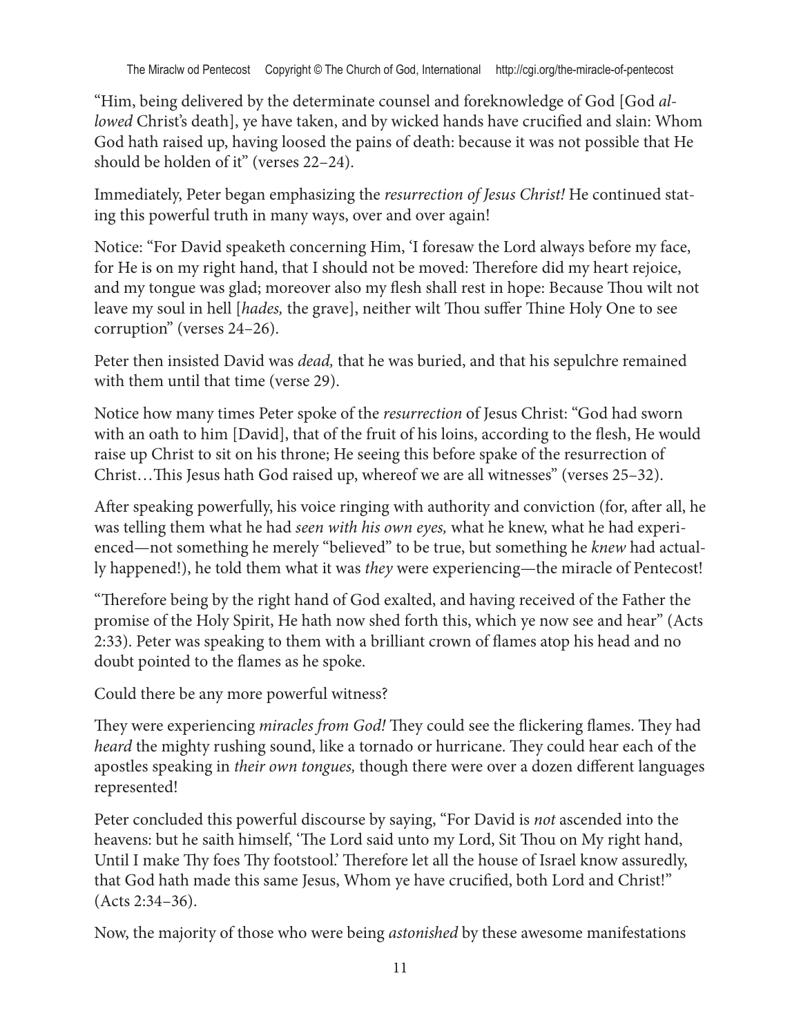"Him, being delivered by the determinate counsel and foreknowledge of God [God *allowed* Christ's death], ye have taken, and by wicked hands have crucified and slain: Whom God hath raised up, having loosed the pains of death: because it was not possible that He should be holden of it" (verses 22–24).

Immediately, Peter began emphasizing the *resurrection of Jesus Christ!* He continued stating this powerful truth in many ways, over and over again!

Notice: "For David speaketh concerning Him, 'I foresaw the Lord always before my face, for He is on my right hand, that I should not be moved: Therefore did my heart rejoice, and my tongue was glad; moreover also my flesh shall rest in hope: Because Thou wilt not leave my soul in hell [*hades,* the grave], neither wilt Thou suffer Thine Holy One to see corruption" (verses 24–26).

Peter then insisted David was *dead,* that he was buried, and that his sepulchre remained with them until that time (verse 29).

Notice how many times Peter spoke of the *resurrection* of Jesus Christ: "God had sworn with an oath to him [David], that of the fruit of his loins, according to the flesh, He would raise up Christ to sit on his throne; He seeing this before spake of the resurrection of Christ…This Jesus hath God raised up, whereof we are all witnesses" (verses 25–32).

After speaking powerfully, his voice ringing with authority and conviction (for, after all, he was telling them what he had *seen with his own eyes,* what he knew, what he had experienced—not something he merely "believed" to be true, but something he *knew* had actually happened!), he told them what it was *they* were experiencing—the miracle of Pentecost!

"Therefore being by the right hand of God exalted, and having received of the Father the promise of the Holy Spirit, He hath now shed forth this, which ye now see and hear" (Acts 2:33). Peter was speaking to them with a brilliant crown of flames atop his head and no doubt pointed to the flames as he spoke.

Could there be any more powerful witness?

They were experiencing *miracles from God!* They could see the flickering flames. They had *heard* the mighty rushing sound, like a tornado or hurricane. They could hear each of the apostles speaking in *their own tongues,* though there were over a dozen different languages represented!

Peter concluded this powerful discourse by saying, "For David is *not* ascended into the heavens: but he saith himself, 'The Lord said unto my Lord, Sit Thou on My right hand, Until I make Thy foes Thy footstool.' Therefore let all the house of Israel know assuredly, that God hath made this same Jesus, Whom ye have crucified, both Lord and Christ!" (Acts 2:34–36).

Now, the majority of those who were being *astonished* by these awesome manifestations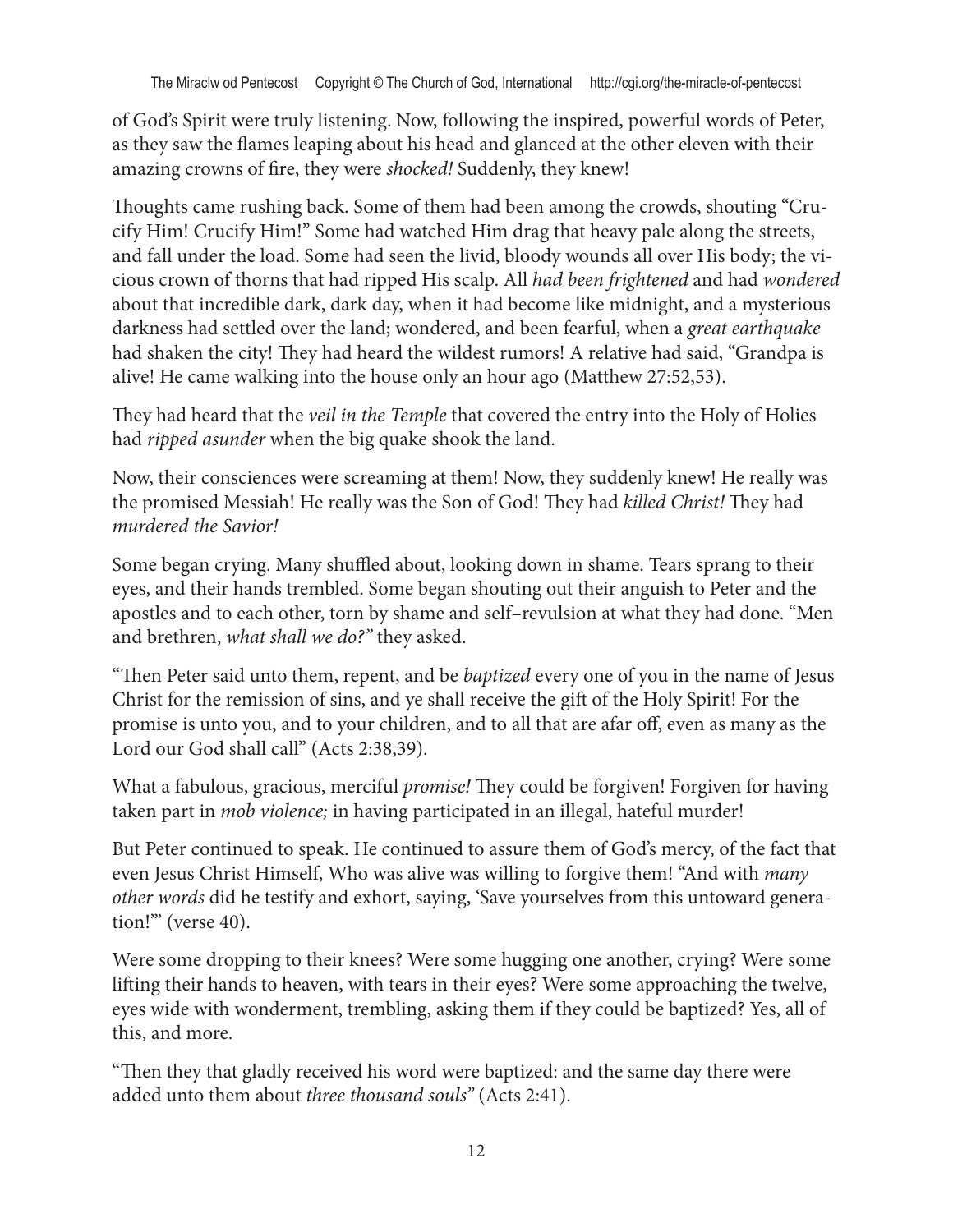of God's Spirit were truly listening. Now, following the inspired, powerful words of Peter, as they saw the flames leaping about his head and glanced at the other eleven with their amazing crowns of fire, they were *shocked!* Suddenly, they knew!

Thoughts came rushing back. Some of them had been among the crowds, shouting "Crucify Him! Crucify Him!" Some had watched Him drag that heavy pale along the streets, and fall under the load. Some had seen the livid, bloody wounds all over His body; the vicious crown of thorns that had ripped His scalp. All *had been frightened* and had *wondered* about that incredible dark, dark day, when it had become like midnight, and a mysterious darkness had settled over the land; wondered, and been fearful, when a *great earthquake* had shaken the city! They had heard the wildest rumors! A relative had said, "Grandpa is alive! He came walking into the house only an hour ago (Matthew 27:52,53).

They had heard that the *veil in the Temple* that covered the entry into the Holy of Holies had *ripped asunder* when the big quake shook the land.

Now, their consciences were screaming at them! Now, they suddenly knew! He really was the promised Messiah! He really was the Son of God! They had *killed Christ!* They had *murdered the Savior!*

Some began crying. Many shuffled about, looking down in shame. Tears sprang to their eyes, and their hands trembled. Some began shouting out their anguish to Peter and the apostles and to each other, torn by shame and self–revulsion at what they had done. "Men and brethren, *what shall we do?"* they asked.

"Then Peter said unto them, repent, and be *baptized* every one of you in the name of Jesus Christ for the remission of sins, and ye shall receive the gift of the Holy Spirit! For the promise is unto you, and to your children, and to all that are afar off, even as many as the Lord our God shall call" (Acts 2:38,39).

What a fabulous, gracious, merciful *promise!* They could be forgiven! Forgiven for having taken part in *mob violence;* in having participated in an illegal, hateful murder!

But Peter continued to speak. He continued to assure them of God's mercy, of the fact that even Jesus Christ Himself, Who was alive was willing to forgive them! "And with *many other words* did he testify and exhort, saying, 'Save yourselves from this untoward generation!'" (verse 40).

Were some dropping to their knees? Were some hugging one another, crying? Were some lifting their hands to heaven, with tears in their eyes? Were some approaching the twelve, eyes wide with wonderment, trembling, asking them if they could be baptized? Yes, all of this, and more.

"Then they that gladly received his word were baptized: and the same day there were added unto them about *three thousand souls"* (Acts 2:41).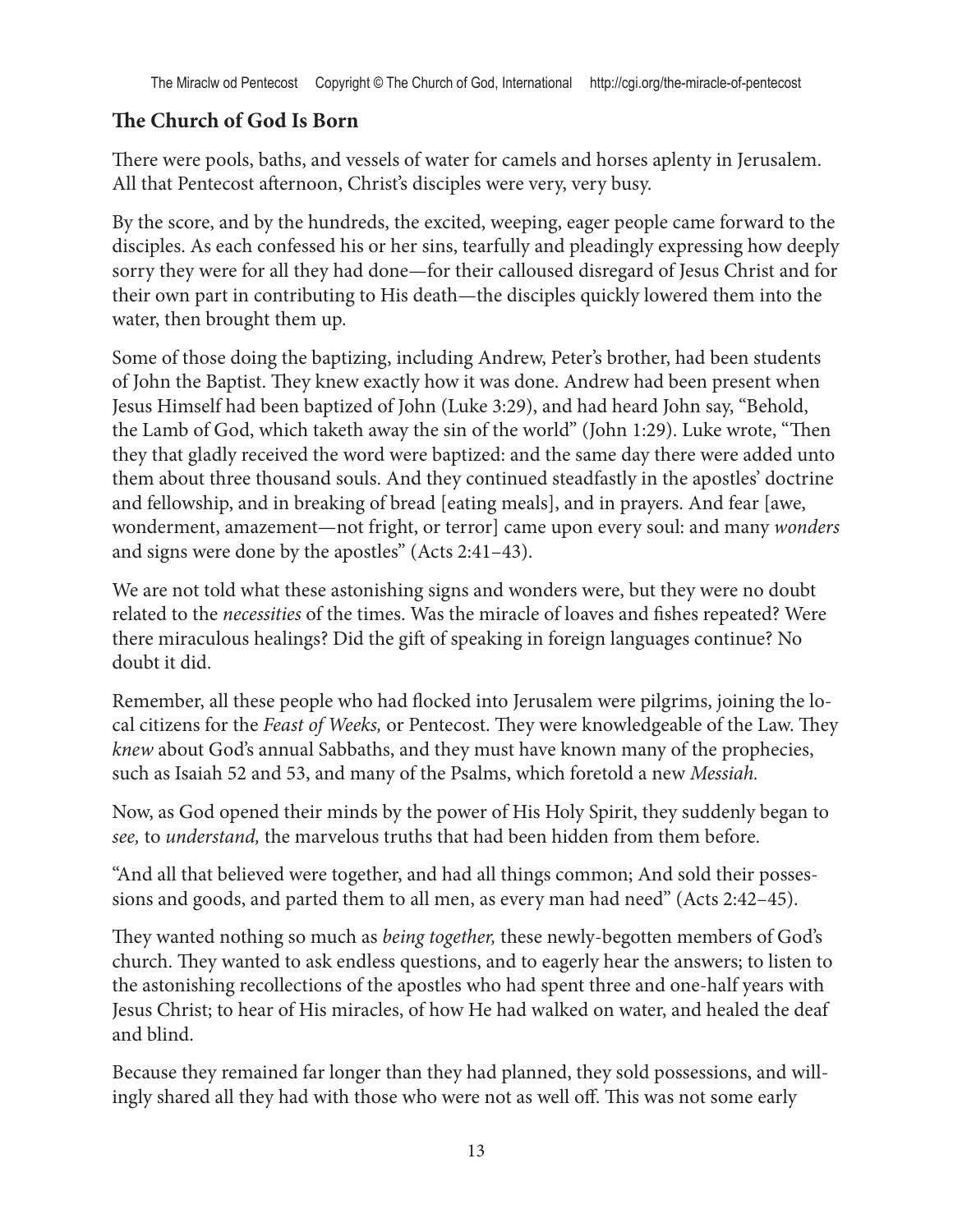## The Church of God Is Born

There were pools, baths, and vessels of water for camels and horses aplenty in Jerusalem. All that Pentecost afternoon, Christ's disciples were very, very busy.

By the score, and by the hundreds, the excited, weeping, eager people came forward to the disciples. As each confessed his or her sins, tearfully and pleadingly expressing how deeply sorry they were for all they had done—for their calloused disregard of Jesus Christ and for their own part in contributing to His death—the disciples quickly lowered them into the water, then brought them up.

Some of those doing the baptizing, including Andrew, Peter's brother, had been students of John the Baptist. They knew exactly how it was done. Andrew had been present when Jesus Himself had been baptized of John (Luke 3:29), and had heard John say, "Behold, the Lamb of God, which taketh away the sin of the world" (John 1:29). Luke wrote, "Then they that gladly received the word were baptized: and the same day there were added unto them about three thousand souls. And they continued steadfastly in the apostles' doctrine and fellowship, and in breaking of bread [eating meals], and in prayers. And fear [awe, wonderment, amazement—not fright, or terror] came upon every soul: and many *wonders* and signs were done by the apostles" (Acts 2:41–43).

We are not told what these astonishing signs and wonders were, but they were no doubt related to the *necessities* of the times. Was the miracle of loaves and fishes repeated? Were there miraculous healings? Did the gift of speaking in foreign languages continue? No doubt it did.

Remember, all these people who had flocked into Jerusalem were pilgrims, joining the local citizens for the *Feast of Weeks,* or Pentecost. They were knowledgeable of the Law. They *knew* about God's annual Sabbaths, and they must have known many of the prophecies, such as Isaiah 52 and 53, and many of the Psalms, which foretold a new *Messiah.*

Now, as God opened their minds by the power of His Holy Spirit, they suddenly began to *see,* to *understand,* the marvelous truths that had been hidden from them before.

"And all that believed were together, and had all things common; And sold their possessions and goods, and parted them to all men, as every man had need" (Acts 2:42–45).

They wanted nothing so much as *being together,* these newly-begotten members of God's church. They wanted to ask endless questions, and to eagerly hear the answers; to listen to the astonishing recollections of the apostles who had spent three and one-half years with Jesus Christ; to hear of His miracles, of how He had walked on water, and healed the deaf and blind.

Because they remained far longer than they had planned, they sold possessions, and willingly shared all they had with those who were not as well off. This was not some early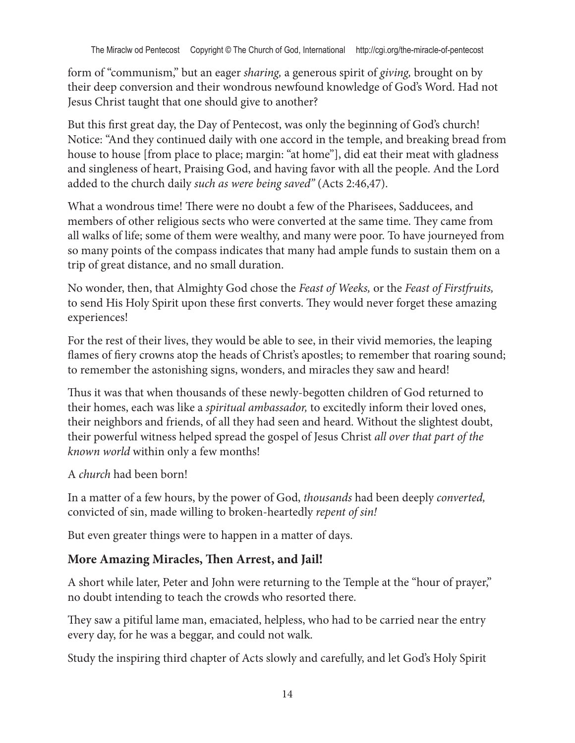form of "communism," but an eager *sharing,* a generous spirit of *giving,* brought on by their deep conversion and their wondrous newfound knowledge of God's Word. Had not Jesus Christ taught that one should give to another?

But this first great day, the Day of Pentecost, was only the beginning of God's church! Notice: "And they continued daily with one accord in the temple, and breaking bread from house to house [from place to place; margin: "at home"], did eat their meat with gladness and singleness of heart, Praising God, and having favor with all the people. And the Lord added to the church daily *such as were being saved"* (Acts 2:46,47).

What a wondrous time! There were no doubt a few of the Pharisees, Sadducees, and members of other religious sects who were converted at the same time. They came from all walks of life; some of them were wealthy, and many were poor. To have journeyed from so many points of the compass indicates that many had ample funds to sustain them on a trip of great distance, and no small duration.

No wonder, then, that Almighty God chose the *Feast of Weeks,* or the *Feast of Firstfruits,* to send His Holy Spirit upon these first converts. They would never forget these amazing experiences!

For the rest of their lives, they would be able to see, in their vivid memories, the leaping flames of fiery crowns atop the heads of Christ's apostles; to remember that roaring sound; to remember the astonishing signs, wonders, and miracles they saw and heard!

Thus it was that when thousands of these newly-begotten children of God returned to their homes, each was like a *spiritual ambassador,* to excitedly inform their loved ones, their neighbors and friends, of all they had seen and heard. Without the slightest doubt, their powerful witness helped spread the gospel of Jesus Christ *all over that part of the known world* within only a few months!

A *church* had been born!

In a matter of a few hours, by the power of God, *thousands* had been deeply *converted,* convicted of sin, made willing to broken-heartedly *repent of sin!*

But even greater things were to happen in a matter of days.

### More Amazing Miracles, Then Arrest, and Jail!

A short while later, Peter and John were returning to the Temple at the "hour of prayer," no doubt intending to teach the crowds who resorted there.

They saw a pitiful lame man, emaciated, helpless, who had to be carried near the entry every day, for he was a beggar, and could not walk.

Study the inspiring third chapter of Acts slowly and carefully, and let God's Holy Spirit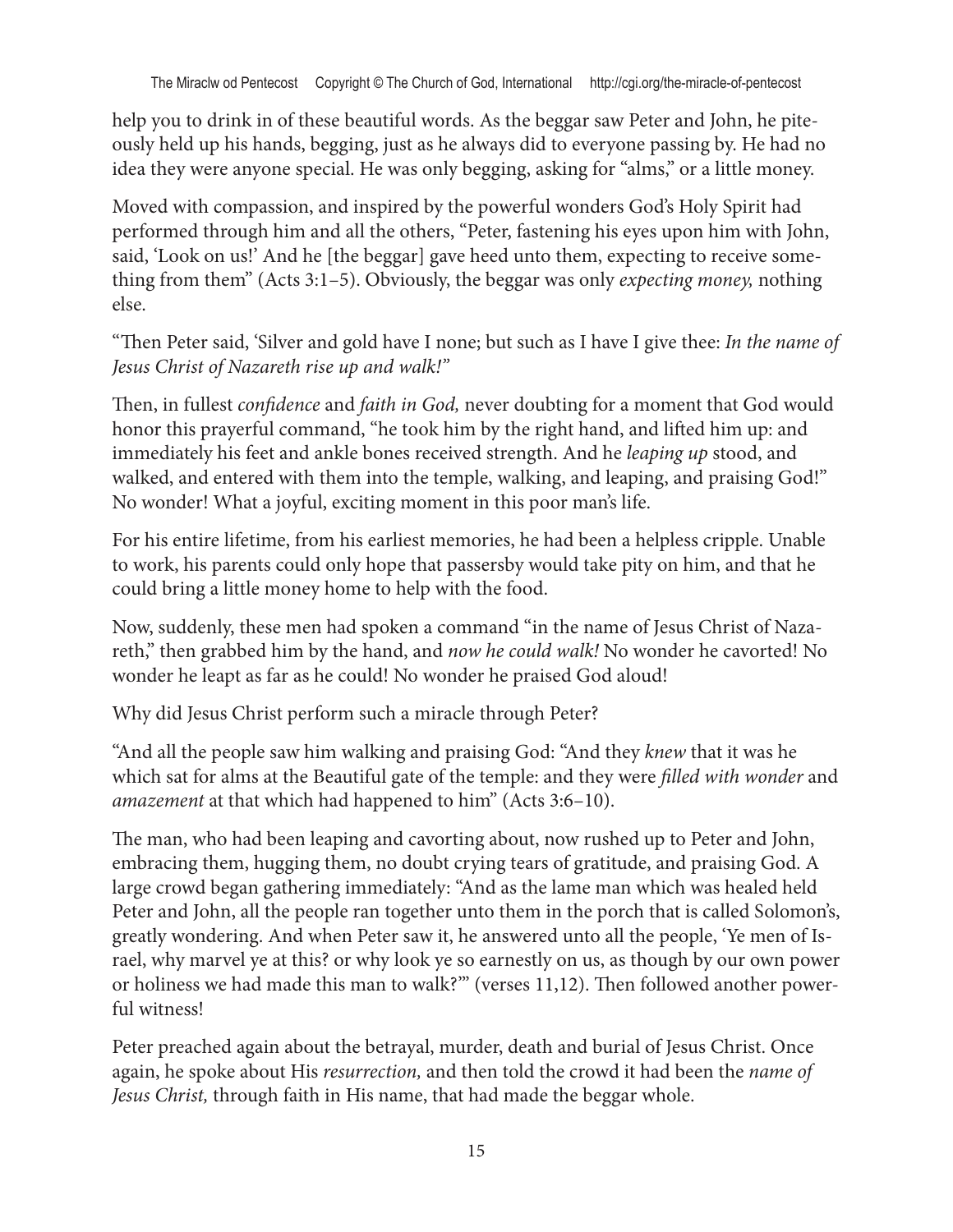help you to drink in of these beautiful words. As the beggar saw Peter and John, he piteously held up his hands, begging, just as he always did to everyone passing by. He had no idea they were anyone special. He was only begging, asking for "alms," or a little money.

Moved with compassion, and inspired by the powerful wonders God's Holy Spirit had performed through him and all the others, "Peter, fastening his eyes upon him with John, said, 'Look on us!' And he [the beggar] gave heed unto them, expecting to receive something from them" (Acts 3:1–5). Obviously, the beggar was only *expecting money,* nothing else.

"Then Peter said, 'Silver and gold have I none; but such as I have I give thee: *In the name of Jesus Christ of Nazareth rise up and walk!*"

Then, in fullest *confidence* and *faith in God,* never doubting for a moment that God would honor this prayerful command, "he took him by the right hand, and lifted him up: and immediately his feet and ankle bones received strength. And he *leaping up* stood, and walked, and entered with them into the temple, walking, and leaping, and praising God!" No wonder! What a joyful, exciting moment in this poor man's life.

For his entire lifetime, from his earliest memories, he had been a helpless cripple. Unable to work, his parents could only hope that passersby would take pity on him, and that he could bring a little money home to help with the food.

Now, suddenly, these men had spoken a command "in the name of Jesus Christ of Nazareth," then grabbed him by the hand, and *now he could walk!* No wonder he cavorted! No wonder he leapt as far as he could! No wonder he praised God aloud!

Why did Jesus Christ perform such a miracle through Peter?

"And all the people saw him walking and praising God: "And they *knew* that it was he which sat for alms at the Beautiful gate of the temple: and they were *filled with wonder* and *amazement* at that which had happened to him" (Acts 3:6–10).

The man, who had been leaping and cavorting about, now rushed up to Peter and John, embracing them, hugging them, no doubt crying tears of gratitude, and praising God. A large crowd began gathering immediately: "And as the lame man which was healed held Peter and John, all the people ran together unto them in the porch that is called Solomon's, greatly wondering. And when Peter saw it, he answered unto all the people, 'Ye men of Israel, why marvel ye at this? or why look ye so earnestly on us, as though by our own power or holiness we had made this man to walk?'" (verses 11,12). Then followed another powerful witness!

Peter preached again about the betrayal, murder, death and burial of Jesus Christ. Once again, he spoke about His *resurrection,* and then told the crowd it had been the *name of Jesus Christ,* through faith in His name, that had made the beggar whole.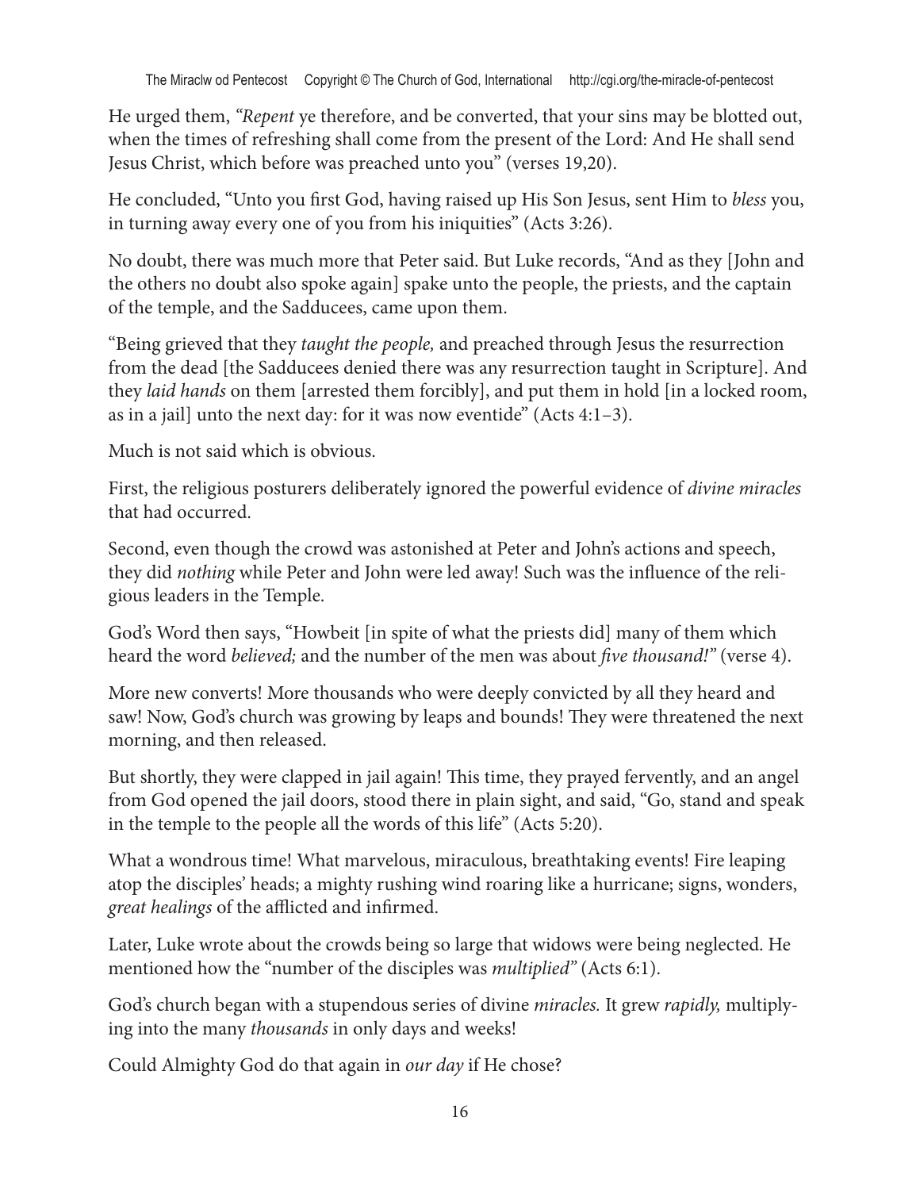He urged them, *"Repent* ye therefore, and be converted, that your sins may be blotted out, when the times of refreshing shall come from the present of the Lord: And He shall send Jesus Christ, which before was preached unto you" (verses 19,20).

He concluded, "Unto you first God, having raised up His Son Jesus, sent Him to *bless* you, in turning away every one of you from his iniquities" (Acts 3:26).

No doubt, there was much more that Peter said. But Luke records, "And as they [John and the others no doubt also spoke again] spake unto the people, the priests, and the captain of the temple, and the Sadducees, came upon them.

"Being grieved that they *taught the people,* and preached through Jesus the resurrection from the dead [the Sadducees denied there was any resurrection taught in Scripture]. And they *laid hands* on them [arrested them forcibly], and put them in hold [in a locked room, as in a jail] unto the next day: for it was now eventide" (Acts 4:1–3).

Much is not said which is obvious.

First, the religious posturers deliberately ignored the powerful evidence of *divine miracles* that had occurred.

Second, even though the crowd was astonished at Peter and John's actions and speech, they did *nothing* while Peter and John were led away! Such was the influence of the religious leaders in the Temple.

God's Word then says, "Howbeit [in spite of what the priests did] many of them which heard the word *believed;* and the number of the men was about *five thousand!"* (verse 4).

More new converts! More thousands who were deeply convicted by all they heard and saw! Now, God's church was growing by leaps and bounds! They were threatened the next morning, and then released.

But shortly, they were clapped in jail again! This time, they prayed fervently, and an angel from God opened the jail doors, stood there in plain sight, and said, "Go, stand and speak in the temple to the people all the words of this life" (Acts 5:20).

What a wondrous time! What marvelous, miraculous, breathtaking events! Fire leaping atop the disciples' heads; a mighty rushing wind roaring like a hurricane; signs, wonders, *great healings* of the afflicted and infirmed.

Later, Luke wrote about the crowds being so large that widows were being neglected. He mentioned how the "number of the disciples was *multiplied"* (Acts 6:1).

God's church began with a stupendous series of divine *miracles.* It grew *rapidly,* multiplying into the many *thousands* in only days and weeks!

Could Almighty God do that again in *our day* if He chose?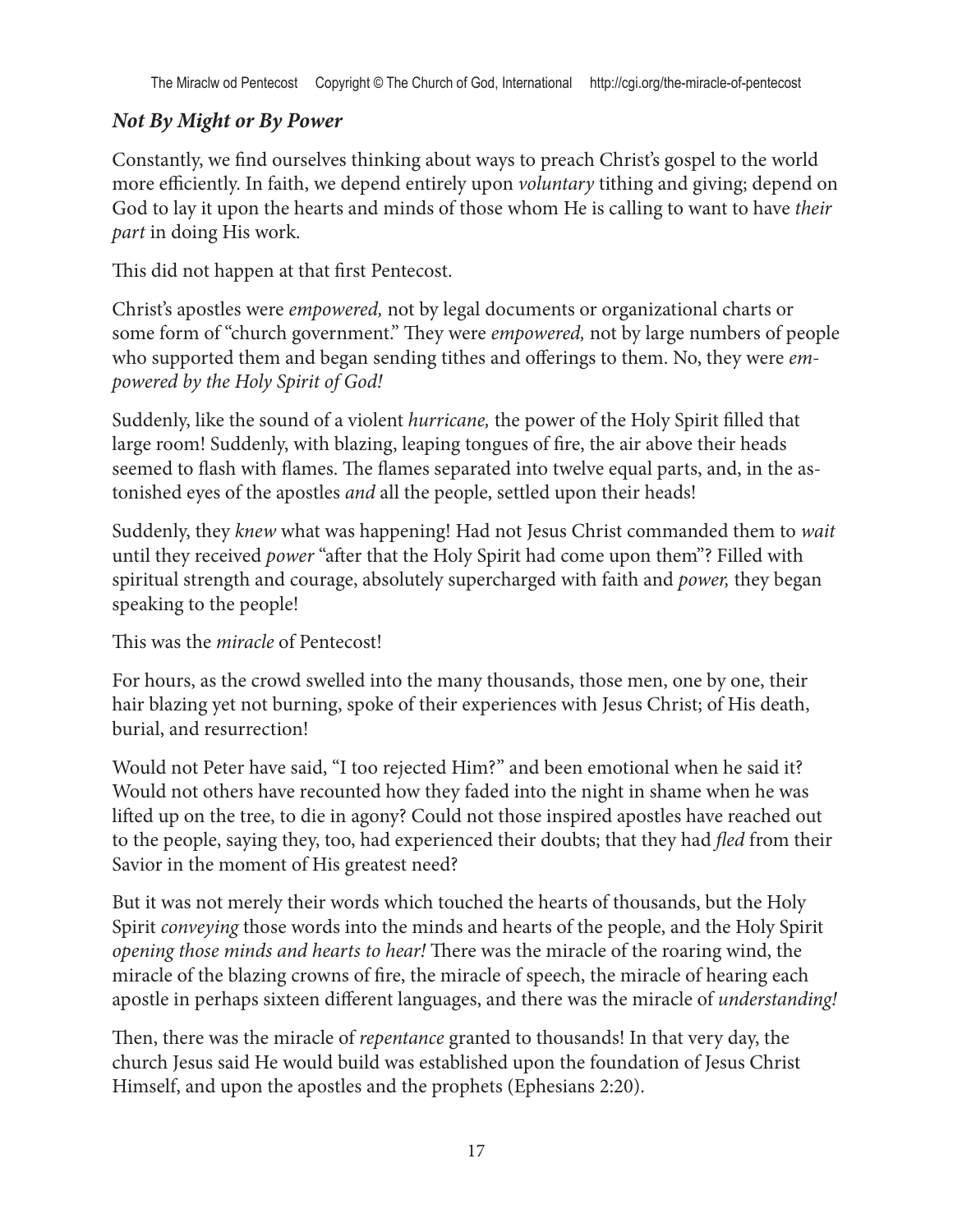### ***Not By Might or By Power***

Constantly, we find ourselves thinking about ways to preach Christ's gospel to the world more efficiently. In faith, we depend entirely upon *voluntary* tithing and giving; depend on God to lay it upon the hearts and minds of those whom He is calling to want to have *their part* in doing His work.

This did not happen at that first Pentecost.

Christ's apostles were *empowered,* not by legal documents or organizational charts or some form of "church government." They were *empowered,* not by large numbers of people who supported them and began sending tithes and offerings to them. No, they were *empowered by the Holy Spirit of God!*

Suddenly, like the sound of a violent *hurricane,* the power of the Holy Spirit filled that large room! Suddenly, with blazing, leaping tongues of fire, the air above their heads seemed to flash with flames. The flames separated into twelve equal parts, and, in the astonished eyes of the apostles *and* all the people, settled upon their heads!

Suddenly, they *knew* what was happening! Had not Jesus Christ commanded them to *wait* until they received *power* "after that the Holy Spirit had come upon them"? Filled with spiritual strength and courage, absolutely supercharged with faith and *power,* they began speaking to the people!

This was the *miracle* of Pentecost!

For hours, as the crowd swelled into the many thousands, those men, one by one, their hair blazing yet not burning, spoke of their experiences with Jesus Christ; of His death, burial, and resurrection!

Would not Peter have said, "I too rejected Him?" and been emotional when he said it? Would not others have recounted how they faded into the night in shame when he was lifted up on the tree, to die in agony? Could not those inspired apostles have reached out to the people, saying they, too, had experienced their doubts; that they had *fled* from their Savior in the moment of His greatest need?

But it was not merely their words which touched the hearts of thousands, but the Holy Spirit *conveying* those words into the minds and hearts of the people, and the Holy Spirit *opening those minds and hearts to hear!* There was the miracle of the roaring wind, the miracle of the blazing crowns of fire, the miracle of speech, the miracle of hearing each apostle in perhaps sixteen different languages, and there was the miracle of *understanding!*

Then, there was the miracle of *repentance* granted to thousands! In that very day, the church Jesus said He would build was established upon the foundation of Jesus Christ Himself, and upon the apostles and the prophets (Ephesians 2:20).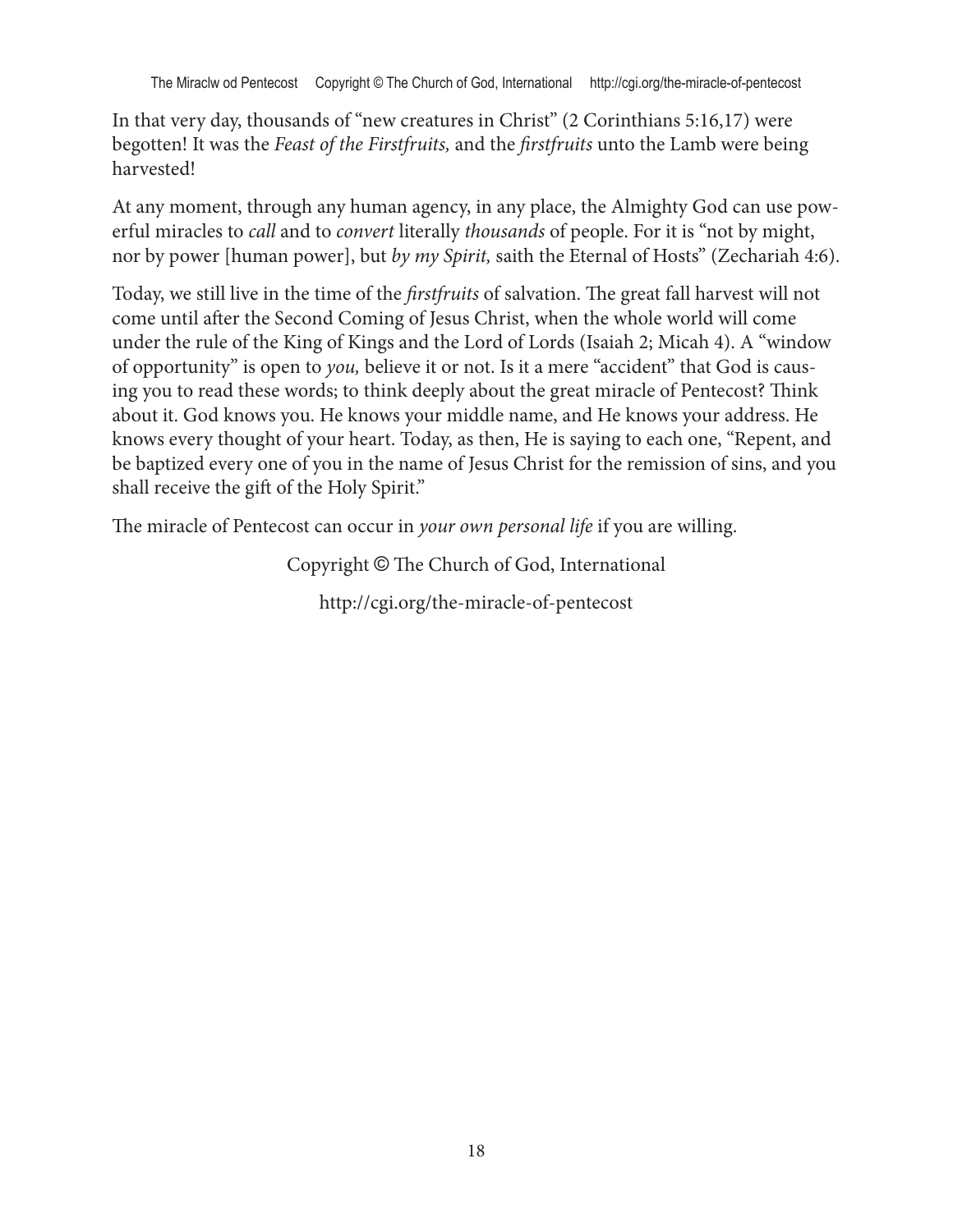In that very day, thousands of "new creatures in Christ" (2 Corinthians 5:16,17) were begotten! It was the *Feast of the Firstfruits,* and the *firstfruits* unto the Lamb were being harvested!

At any moment, through any human agency, in any place, the Almighty God can use powerful miracles to *call* and to *convert* literally *thousands* of people. For it is "not by might, nor by power [human power], but *by my Spirit,* saith the Eternal of Hosts" (Zechariah 4:6).

Today, we still live in the time of the *firstfruits* of salvation. The great fall harvest will not come until after the Second Coming of Jesus Christ, when the whole world will come under the rule of the King of Kings and the Lord of Lords (Isaiah 2; Micah 4). A "window of opportunity" is open to *you,* believe it or not. Is it a mere "accident" that God is causing you to read these words; to think deeply about the great miracle of Pentecost? Think about it. God knows you. He knows your middle name, and He knows your address. He knows every thought of your heart. Today, as then, He is saying to each one, "Repent, and be baptized every one of you in the name of Jesus Christ for the remission of sins, and you shall receive the gift of the Holy Spirit."

The miracle of Pentecost can occur in *your own personal life* if you are willing.

Copyright © The Church of God, International

http://cgi.org/the-miracle-of-pentecost